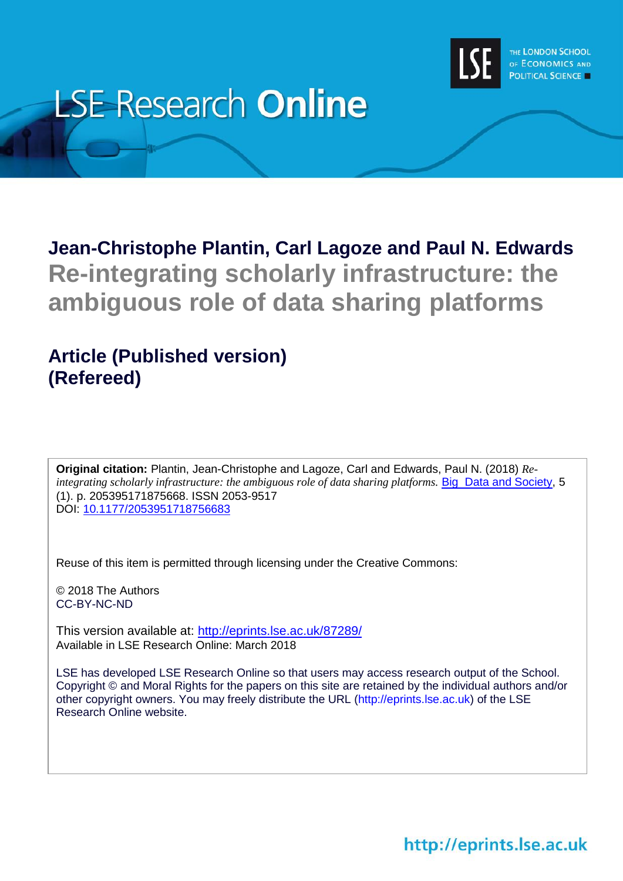# LSE Research Online

THE LONDON SCHOOL OF ECONOMICS AND POLITICAL SCIENCE

## Jean-Christophe Plantin, Carl Lagoze and Paul N. Edwards

## Re-integrating scholarly infrastructure: the ambiguous role of data sharing platforms

## Article (Published version)
## (Refereed)

**Original citation:** Plantin, Jean-Christophe and Lagoze, Carl and Edwards, Paul N. (2018) *Re-integrating scholarly infrastructure: the ambiguous role of data sharing platforms.* Big Data and Society, 5 (1). p. 205395171875668. ISSN 2053-9517
DOI: 10.1177/2053951718756683

Reuse of this item is permitted through licensing under the Creative Commons:

© 2018 The Authors
CC-BY-NC-ND

This version available at: http://eprints.lse.ac.uk/87289/
Available in LSE Research Online: March 2018

LSE has developed LSE Research Online so that users may access research output of the School. Copyright © and Moral Rights for the papers on this site are retained by the individual authors and/or other copyright owners. You may freely distribute the URL (http://eprints.lse.ac.uk) of the LSE Research Online website.

http://eprints.lse.ac.uk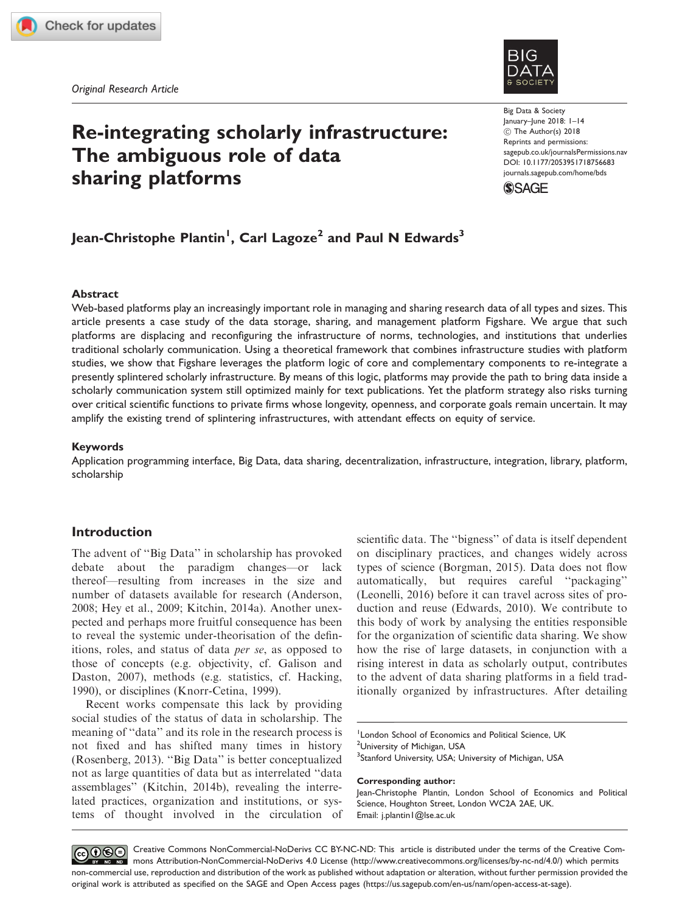Original Research Article

# Re-integrating scholarly infrastructure: The ambiguous role of data sharing platforms

Big Data & Society
January–June 2018: 1–14
© The Author(s) 2018
Reprints and permissions:
sagepub.co.uk/journalsPermissions.nav
DOI: 10.1177/2053951718756683
journals.sagepub.com/home/bds

**Jean-Christophe Plantin[1], Carl Lagoze[2] and Paul N Edwards[3]**

## Abstract

Web-based platforms play an increasingly important role in managing and sharing research data of all types and sizes. This article presents a case study of the data storage, sharing, and management platform Figshare. We argue that such platforms are displacing and reconfiguring the infrastructure of norms, technologies, and institutions that underlies traditional scholarly communication. Using a theoretical framework that combines infrastructure studies with platform studies, we show that Figshare leverages the platform logic of core and complementary components to re-integrate a presently splintered scholarly infrastructure. By means of this logic, platforms may provide the path to bring data inside a scholarly communication system still optimized mainly for text publications. Yet the platform strategy also risks turning over critical scientific functions to private firms whose longevity, openness, and corporate goals remain uncertain. It may amplify the existing trend of splintering infrastructures, with attendant effects on equity of service.

## Keywords

Application programming interface, Big Data, data sharing, decentralization, infrastructure, integration, library, platform, scholarship

## Introduction

The advent of "Big Data" in scholarship has provoked debate about the paradigm changes—or lack thereof—resulting from increases in the size and number of datasets available for research (Anderson, 2008; Hey et al., 2009; Kitchin, 2014a). Another unexpected and perhaps more fruitful consequence has been to reveal the systemic under-theorisation of the definitions, roles, and status of data *per se*, as opposed to those of concepts (e.g. objectivity, cf. Galison and Daston, 2007), methods (e.g. statistics, cf. Hacking, 1990), or disciplines (Knorr-Cetina, 1999).

Recent works compensate this lack by providing social studies of the status of data in scholarship. The meaning of "data" and its role in the research process is not fixed and has shifted many times in history (Rosenberg, 2013). "Big Data" is better conceptualized not as large quantities of data but as interrelated "data assemblages" (Kitchin, 2014b), revealing the interrelated practices, organization and institutions, or systems of thought involved in the circulation of scientific data. The "bigness" of data is itself dependent on disciplinary practices, and changes widely across types of science (Borgman, 2015). Data does not flow automatically, but requires careful "packaging" (Leonelli, 2016) before it can travel across sites of production and reuse (Edwards, 2010). We contribute to this body of work by analysing the entities responsible for the organization of scientific data sharing. We show how the rise of large datasets, in conjunction with a rising interest in data as scholarly output, contributes to the advent of data sharing platforms in a field traditionally organized by infrastructures. After detailing

[1]London School of Economics and Political Science, UK
[2]University of Michigan, USA
[3]Stanford University, USA; University of Michigan, USA

**Corresponding author:**
Jean-Christophe Plantin, London School of Economics and Political Science, Houghton Street, London WC2A 2AE, UK.
Email: j.plantin1@lse.ac.uk

Creative Commons NonCommercial-NoDerivs CC BY-NC-ND: This article is distributed under the terms of the Creative Commons Attribution-NonCommercial-NoDerivs 4.0 License (http://www.creativecommons.org/licenses/by-nc-nd/4.0/) which permits non-commercial use, reproduction and distribution of the work as published without adaptation or alteration, without further permission provided the original work is attributed as specified on the SAGE and Open Access pages (https://us.sagepub.com/en-us/nam/open-access-at-sage).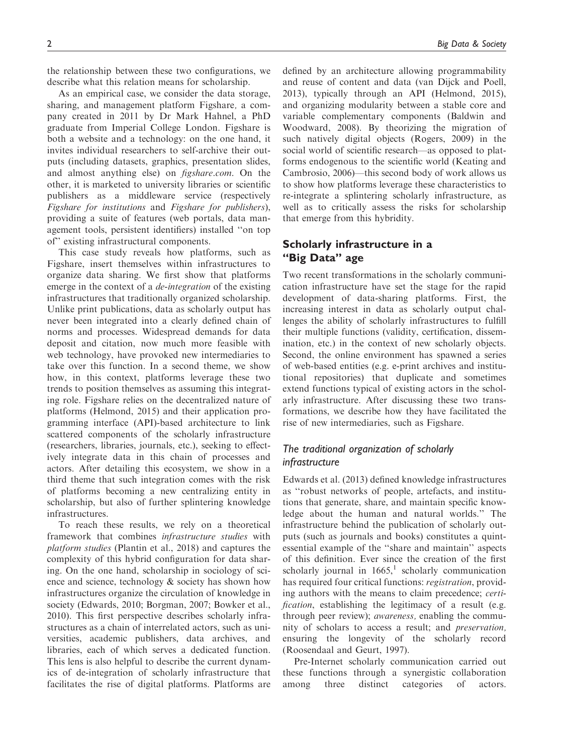the relationship between these two configurations, we describe what this relation means for scholarship.

As an empirical case, we consider the data storage, sharing, and management platform Figshare, a company created in 2011 by Dr Mark Hahnel, a PhD graduate from Imperial College London. Figshare is both a website and a technology: on the one hand, it invites individual researchers to self-archive their outputs (including datasets, graphics, presentation slides, and almost anything else) on *figshare.com*. On the other, it is marketed to university libraries or scientific publishers as a middleware service (respectively *Figshare for institutions* and *Figshare for publishers*), providing a suite of features (web portals, data management tools, persistent identifiers) installed ''on top of'' existing infrastructural components.

This case study reveals how platforms, such as Figshare, insert themselves within infrastructures to organize data sharing. We first show that platforms emerge in the context of a *de-integration* of the existing infrastructures that traditionally organized scholarship. Unlike print publications, data as scholarly output has never been integrated into a clearly defined chain of norms and processes. Widespread demands for data deposit and citation, now much more feasible with web technology, have provoked new intermediaries to take over this function. In a second theme, we show how, in this context, platforms leverage these two trends to position themselves as assuming this integrating role. Figshare relies on the decentralized nature of platforms (Helmond, 2015) and their application programming interface (API)-based architecture to link scattered components of the scholarly infrastructure (researchers, libraries, journals, etc.), seeking to effectively integrate data in this chain of processes and actors. After detailing this ecosystem, we show in a third theme that such integration comes with the risk of platforms becoming a new centralizing entity in scholarship, but also of further splintering knowledge infrastructures.

To reach these results, we rely on a theoretical framework that combines *infrastructure studies* with *platform studies* (Plantin et al., 2018) and captures the complexity of this hybrid configuration for data sharing. On the one hand, scholarship in sociology of science and science, technology & society has shown how infrastructures organize the circulation of knowledge in society (Edwards, 2010; Borgman, 2007; Bowker et al., 2010). This first perspective describes scholarly infrastructures as a chain of interrelated actors, such as universities, academic publishers, data archives, and libraries, each of which serves a dedicated function. This lens is also helpful to describe the current dynamics of de-integration of scholarly infrastructure that facilitates the rise of digital platforms. Platforms are defined by an architecture allowing programmability and reuse of content and data (van Dijck and Poell, 2013), typically through an API (Helmond, 2015), and organizing modularity between a stable core and variable complementary components (Baldwin and Woodward, 2008). By theorizing the migration of such natively digital objects (Rogers, 2009) in the social world of scientific research—as opposed to platforms endogenous to the scientific world (Keating and Cambrosio, 2006)—this second body of work allows us to show how platforms leverage these characteristics to re-integrate a splintering scholarly infrastructure, as well as to critically assess the risks for scholarship that emerge from this hybridity.

## Scholarly infrastructure in a ''Big Data'' age

Two recent transformations in the scholarly communication infrastructure have set the stage for the rapid development of data-sharing platforms. First, the increasing interest in data as scholarly output challenges the ability of scholarly infrastructures to fulfill their multiple functions (validity, certification, dissemination, etc.) in the context of new scholarly objects. Second, the online environment has spawned a series of web-based entities (e.g. e-print archives and institutional repositories) that duplicate and sometimes extend functions typical of existing actors in the scholarly infrastructure. After discussing these two transformations, we describe how they have facilitated the rise of new intermediaries, such as Figshare.

### *The traditional organization of scholarly infrastructure*

Edwards et al. (2013) defined knowledge infrastructures as ''robust networks of people, artefacts, and institutions that generate, share, and maintain specific knowledge about the human and natural worlds.'' The infrastructure behind the publication of scholarly outputs (such as journals and books) constitutes a quintessential example of the ''share and maintain'' aspects of this definition. Ever since the creation of the first scholarly journal in 1665,[1] scholarly communication has required four critical functions: *registration*, providing authors with the means to claim precedence; *certification*, establishing the legitimacy of a result (e.g. through peer review); *awareness*, enabling the community of scholars to access a result; and *preservation*, ensuring the longevity of the scholarly record (Roosendaal and Geurt, 1997).

Pre-Internet scholarly communication carried out these functions through a synergistic collaboration among three distinct categories of actors.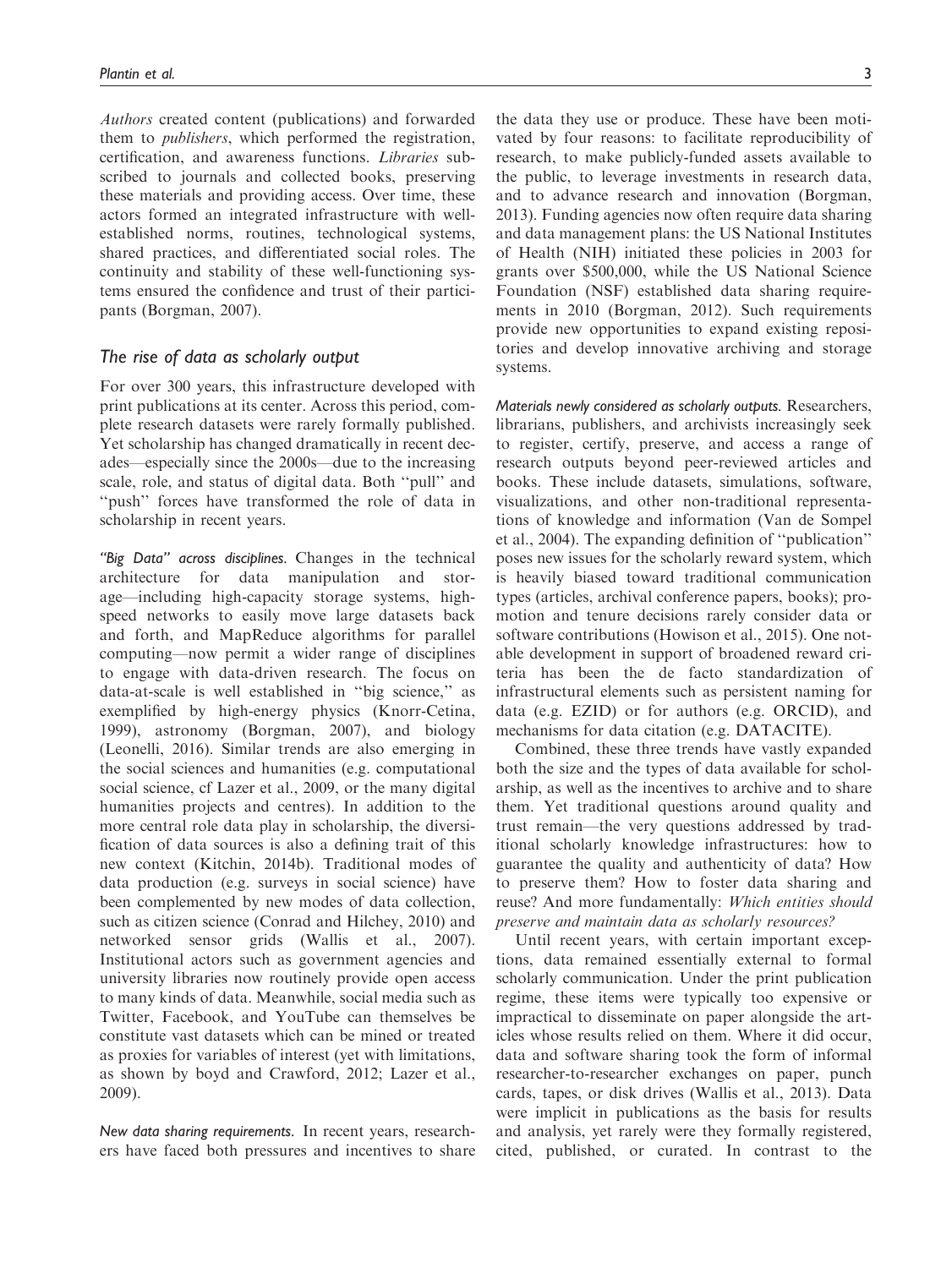*Authors* created content (publications) and forwarded them to *publishers*, which performed the registration, certification, and awareness functions. *Libraries* subscribed to journals and collected books, preserving these materials and providing access. Over time, these actors formed an integrated infrastructure with well-established norms, routines, technological systems, shared practices, and differentiated social roles. The continuity and stability of these well-functioning systems ensured the confidence and trust of their participants (Borgman, 2007).

### The rise of data as scholarly output

For over 300 years, this infrastructure developed with print publications at its center. Across this period, complete research datasets were rarely formally published. Yet scholarship has changed dramatically in recent decades—especially since the 2000s—due to the increasing scale, role, and status of digital data. Both ''pull'' and ''push'' forces have transformed the role of data in scholarship in recent years.

*''Big Data'' across disciplines.* Changes in the technical architecture for data manipulation and storage—including high-capacity storage systems, high-speed networks to easily move large datasets back and forth, and MapReduce algorithms for parallel computing—now permit a wider range of disciplines to engage with data-driven research. The focus on data-at-scale is well established in ''big science,'' as exemplified by high-energy physics (Knorr-Cetina, 1999), astronomy (Borgman, 2007), and biology (Leonelli, 2016). Similar trends are also emerging in the social sciences and humanities (e.g. computational social science, cf Lazer et al., 2009, or the many digital humanities projects and centres). In addition to the more central role data play in scholarship, the diversification of data sources is also a defining trait of this new context (Kitchin, 2014b). Traditional modes of data production (e.g. surveys in social science) have been complemented by new modes of data collection, such as citizen science (Conrad and Hilchey, 2010) and networked sensor grids (Wallis et al., 2007). Institutional actors such as government agencies and university libraries now routinely provide open access to many kinds of data. Meanwhile, social media such as Twitter, Facebook, and YouTube can themselves be constitute vast datasets which can be mined or treated as proxies for variables of interest (yet with limitations, as shown by boyd and Crawford, 2012; Lazer et al., 2009).

*New data sharing requirements.* In recent years, researchers have faced both pressures and incentives to share the data they use or produce. These have been motivated by four reasons: to facilitate reproducibility of research, to make publicly-funded assets available to the public, to leverage investments in research data, and to advance research and innovation (Borgman, 2013). Funding agencies now often require data sharing and data management plans: the US National Institutes of Health (NIH) initiated these policies in 2003 for grants over $500,000, while the US National Science Foundation (NSF) established data sharing requirements in 2010 (Borgman, 2012). Such requirements provide new opportunities to expand existing repositories and develop innovative archiving and storage systems.

*Materials newly considered as scholarly outputs.* Researchers, librarians, publishers, and archivists increasingly seek to register, certify, preserve, and access a range of research outputs beyond peer-reviewed articles and books. These include datasets, simulations, software, visualizations, and other non-traditional representations of knowledge and information (Van de Sompel et al., 2004). The expanding definition of ''publication'' poses new issues for the scholarly reward system, which is heavily biased toward traditional communication types (articles, archival conference papers, books); promotion and tenure decisions rarely consider data or software contributions (Howison et al., 2015). One notable development in support of broadened reward criteria has been the de facto standardization of infrastructural elements such as persistent naming for data (e.g. EZID) or for authors (e.g. ORCID), and mechanisms for data citation (e.g. DATACITE).

Combined, these three trends have vastly expanded both the size and the types of data available for scholarship, as well as the incentives to archive and to share them. Yet traditional questions around quality and trust remain—the very questions addressed by traditional scholarly knowledge infrastructures: how to guarantee the quality and authenticity of data? How to preserve them? How to foster data sharing and reuse? And more fundamentally: *Which entities should preserve and maintain data as scholarly resources?*

Until recent years, with certain important exceptions, data remained essentially external to formal scholarly communication. Under the print publication regime, these items were typically too expensive or impractical to disseminate on paper alongside the articles whose results relied on them. Where it did occur, data and software sharing took the form of informal researcher-to-researcher exchanges on paper, punch cards, tapes, or disk drives (Wallis et al., 2013). Data were implicit in publications as the basis for results and analysis, yet rarely were they formally registered, cited, published, or curated. In contrast to the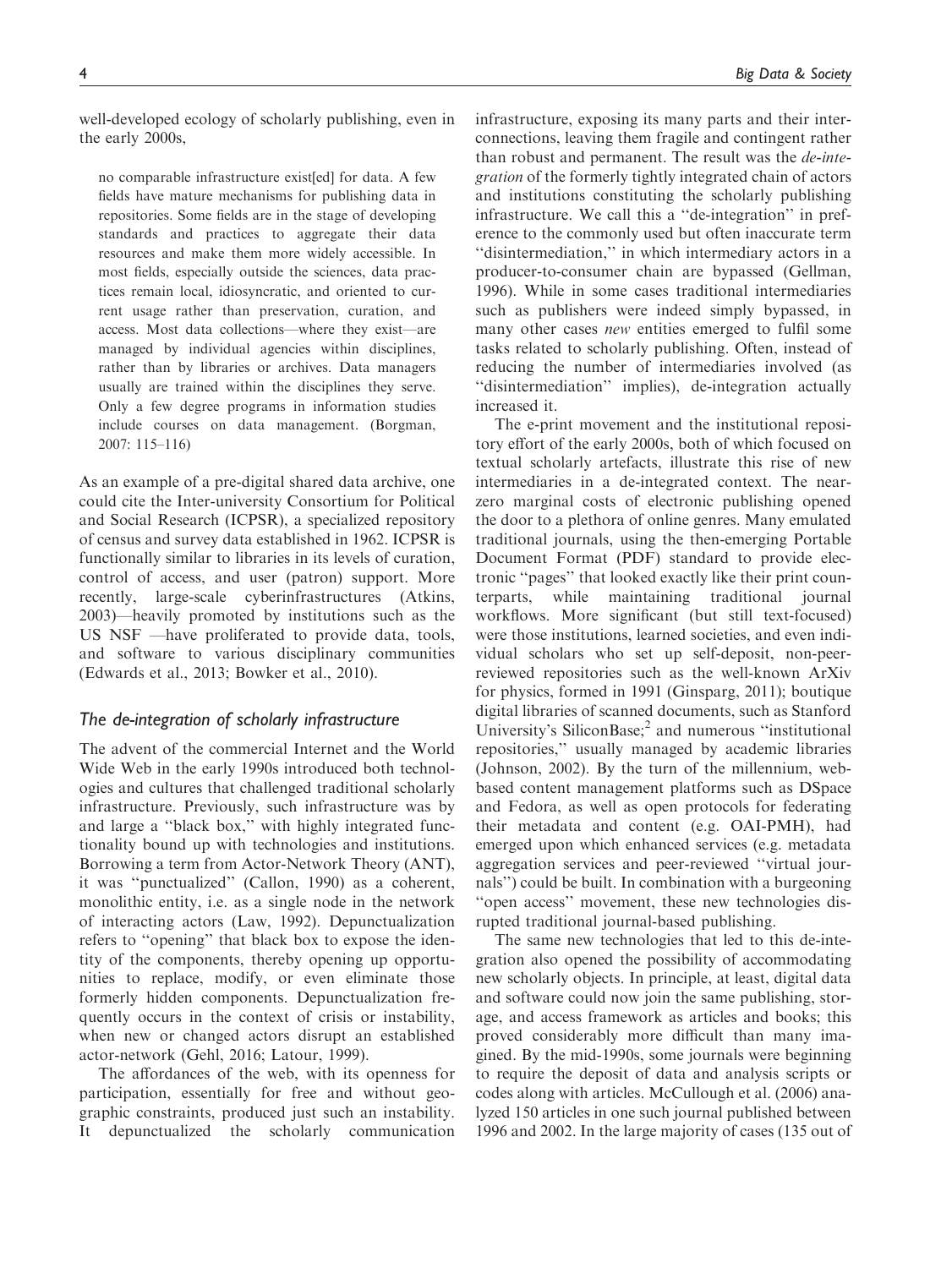well-developed ecology of scholarly publishing, even in the early 2000s,

> no comparable infrastructure exist[ed] for data. A few fields have mature mechanisms for publishing data in repositories. Some fields are in the stage of developing standards and practices to aggregate their data resources and make them more widely accessible. In most fields, especially outside the sciences, data practices remain local, idiosyncratic, and oriented to current usage rather than preservation, curation, and access. Most data collections—where they exist—are managed by individual agencies within disciplines, rather than by libraries or archives. Data managers usually are trained within the disciplines they serve. Only a few degree programs in information studies include courses on data management. (Borgman, 2007: 115–116)

As an example of a pre-digital shared data archive, one could cite the Inter-university Consortium for Political and Social Research (ICPSR), a specialized repository of census and survey data established in 1962. ICPSR is functionally similar to libraries in its levels of curation, control of access, and user (patron) support. More recently, large-scale cyberinfrastructures (Atkins, 2003)—heavily promoted by institutions such as the US NSF —have proliferated to provide data, tools, and software to various disciplinary communities (Edwards et al., 2013; Bowker et al., 2010).

### The de-integration of scholarly infrastructure

The advent of the commercial Internet and the World Wide Web in the early 1990s introduced both technologies and cultures that challenged traditional scholarly infrastructure. Previously, such infrastructure was by and large a "black box," with highly integrated functionality bound up with technologies and institutions. Borrowing a term from Actor-Network Theory (ANT), it was "punctualized" (Callon, 1990) as a coherent, monolithic entity, i.e. as a single node in the network of interacting actors (Law, 1992). Depunctualization refers to "opening" that black box to expose the identity of the components, thereby opening up opportunities to replace, modify, or even eliminate those formerly hidden components. Depunctualization frequently occurs in the context of crisis or instability, when new or changed actors disrupt an established actor-network (Gehl, 2016; Latour, 1999).

The affordances of the web, with its openness for participation, essentially for free and without geographic constraints, produced just such an instability. It depunctualized the scholarly communication infrastructure, exposing its many parts and their interconnections, leaving them fragile and contingent rather than robust and permanent. The result was the *de-integration* of the formerly tightly integrated chain of actors and institutions constituting the scholarly publishing infrastructure. We call this a "de-integration" in preference to the commonly used but often inaccurate term "disintermediation," in which intermediary actors in a producer-to-consumer chain are bypassed (Gellman, 1996). While in some cases traditional intermediaries such as publishers were indeed simply bypassed, in many other cases *new* entities emerged to fulfil some tasks related to scholarly publishing. Often, instead of reducing the number of intermediaries involved (as "disintermediation" implies), de-integration actually increased it.

The e-print movement and the institutional repository effort of the early 2000s, both of which focused on textual scholarly artefacts, illustrate this rise of new intermediaries in a de-integrated context. The near-zero marginal costs of electronic publishing opened the door to a plethora of online genres. Many emulated traditional journals, using the then-emerging Portable Document Format (PDF) standard to provide electronic "pages" that looked exactly like their print counterparts, while maintaining traditional journal workflows. More significant (but still text-focused) were those institutions, learned societies, and even individual scholars who set up self-deposit, non-peer-reviewed repositories such as the well-known ArXiv for physics, formed in 1991 (Ginsparg, 2011); boutique digital libraries of scanned documents, such as Stanford University's SiliconBase;[2] and numerous "institutional repositories," usually managed by academic libraries (Johnson, 2002). By the turn of the millennium, web-based content management platforms such as DSpace and Fedora, as well as open protocols for federating their metadata and content (e.g. OAI-PMH), had emerged upon which enhanced services (e.g. metadata aggregation services and peer-reviewed "virtual journals") could be built. In combination with a burgeoning "open access" movement, these new technologies disrupted traditional journal-based publishing.

The same new technologies that led to this de-integration also opened the possibility of accommodating new scholarly objects. In principle, at least, digital data and software could now join the same publishing, storage, and access framework as articles and books; this proved considerably more difficult than many imagined. By the mid-1990s, some journals were beginning to require the deposit of data and analysis scripts or codes along with articles. McCullough et al. (2006) analyzed 150 articles in one such journal published between 1996 and 2002. In the large majority of cases (135 out of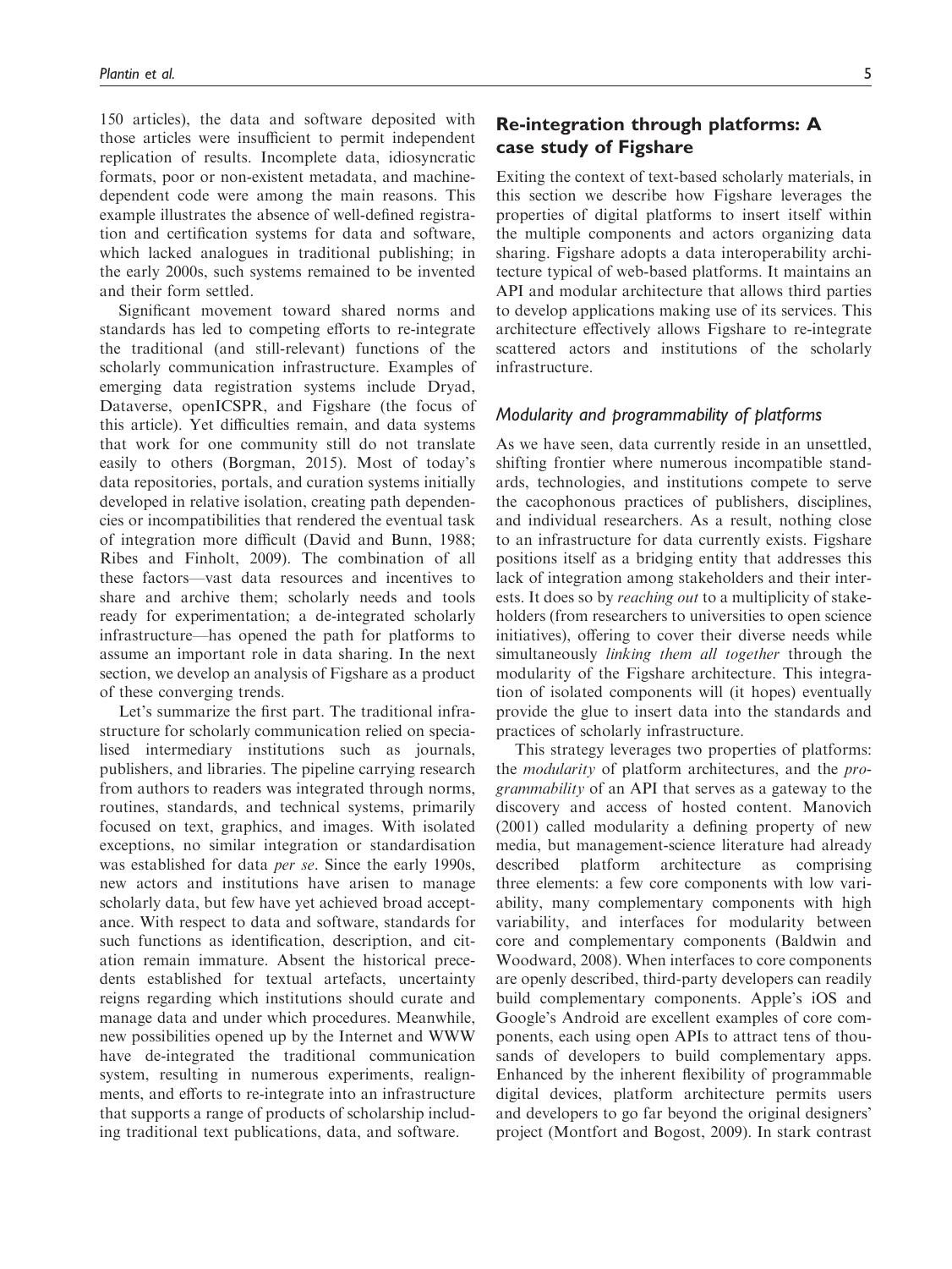150 articles), the data and software deposited with those articles were insufficient to permit independent replication of results. Incomplete data, idiosyncratic formats, poor or non-existent metadata, and machine-dependent code were among the main reasons. This example illustrates the absence of well-defined registration and certification systems for data and software, which lacked analogues in traditional publishing; in the early 2000s, such systems remained to be invented and their form settled.

Significant movement toward shared norms and standards has led to competing efforts to re-integrate the traditional (and still-relevant) functions of the scholarly communication infrastructure. Examples of emerging data registration systems include Dryad, Dataverse, openICSPR, and Figshare (the focus of this article). Yet difficulties remain, and data systems that work for one community still do not translate easily to others (Borgman, 2015). Most of today's data repositories, portals, and curation systems initially developed in relative isolation, creating path dependencies or incompatibilities that rendered the eventual task of integration more difficult (David and Bunn, 1988; Ribes and Finholt, 2009). The combination of all these factors—vast data resources and incentives to share and archive them; scholarly needs and tools ready for experimentation; a de-integrated scholarly infrastructure—has opened the path for platforms to assume an important role in data sharing. In the next section, we develop an analysis of Figshare as a product of these converging trends.

Let's summarize the first part. The traditional infrastructure for scholarly communication relied on specialised intermediary institutions such as journals, publishers, and libraries. The pipeline carrying research from authors to readers was integrated through norms, routines, standards, and technical systems, primarily focused on text, graphics, and images. With isolated exceptions, no similar integration or standardisation was established for data *per se*. Since the early 1990s, new actors and institutions have arisen to manage scholarly data, but few have yet achieved broad acceptance. With respect to data and software, standards for such functions as identification, description, and citation remain immature. Absent the historical precedents established for textual artefacts, uncertainty reigns regarding which institutions should curate and manage data and under which procedures. Meanwhile, new possibilities opened up by the Internet and WWW have de-integrated the traditional communication system, resulting in numerous experiments, realignments, and efforts to re-integrate into an infrastructure that supports a range of products of scholarship including traditional text publications, data, and software.

## Re-integration through platforms: A case study of Figshare

Exiting the context of text-based scholarly materials, in this section we describe how Figshare leverages the properties of digital platforms to insert itself within the multiple components and actors organizing data sharing. Figshare adopts a data interoperability architecture typical of web-based platforms. It maintains an API and modular architecture that allows third parties to develop applications making use of its services. This architecture effectively allows Figshare to re-integrate scattered actors and institutions of the scholarly infrastructure.

### Modularity and programmability of platforms

As we have seen, data currently reside in an unsettled, shifting frontier where numerous incompatible standards, technologies, and institutions compete to serve the cacophonous practices of publishers, disciplines, and individual researchers. As a result, nothing close to an infrastructure for data currently exists. Figshare positions itself as a bridging entity that addresses this lack of integration among stakeholders and their interests. It does so by *reaching out* to a multiplicity of stakeholders (from researchers to universities to open science initiatives), offering to cover their diverse needs while simultaneously *linking them all together* through the modularity of the Figshare architecture. This integration of isolated components will (it hopes) eventually provide the glue to insert data into the standards and practices of scholarly infrastructure.

This strategy leverages two properties of platforms: the *modularity* of platform architectures, and the *programmability* of an API that serves as a gateway to the discovery and access of hosted content. Manovich (2001) called modularity a defining property of new media, but management-science literature had already described platform architecture as comprising three elements: a few core components with low variability, many complementary components with high variability, and interfaces for modularity between core and complementary components (Baldwin and Woodward, 2008). When interfaces to core components are openly described, third-party developers can readily build complementary components. Apple's iOS and Google's Android are excellent examples of core components, each using open APIs to attract tens of thousands of developers to build complementary apps. Enhanced by the inherent flexibility of programmable digital devices, platform architecture permits users and developers to go far beyond the original designers' project (Montfort and Bogost, 2009). In stark contrast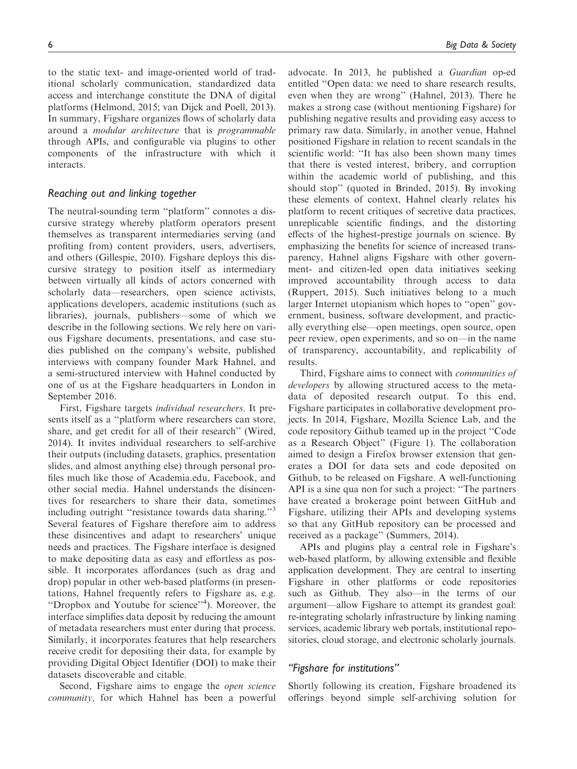to the static text- and image-oriented world of traditional scholarly communication, standardized data access and interchange constitute the DNA of digital platforms (Helmond, 2015; van Dijck and Poell, 2013). In summary, Figshare organizes flows of scholarly data around a *modular architecture* that is *programmable* through APIs, and configurable via plugins to other components of the infrastructure with which it interacts.

### *Reaching out and linking together*

The neutral-sounding term "platform" connotes a discursive strategy whereby platform operators present themselves as transparent intermediaries serving (and profiting from) content providers, users, advertisers, and others (Gillespie, 2010). Figshare deploys this discursive strategy to position itself as intermediary between virtually all kinds of actors concerned with scholarly data—researchers, open science activists, applications developers, academic institutions (such as libraries), journals, publishers—some of which we describe in the following sections. We rely here on various Figshare documents, presentations, and case studies published on the company's website, published interviews with company founder Mark Hahnel, and a semi-structured interview with Hahnel conducted by one of us at the Figshare headquarters in London in September 2016.

First, Figshare targets *individual researchers*. It presents itself as a "platform where researchers can store, share, and get credit for all of their research" (Wired, 2014). It invites individual researchers to self-archive their outputs (including datasets, graphics, presentation slides, and almost anything else) through personal profiles much like those of Academia.edu, Facebook, and other social media. Hahnel understands the disincentives for researchers to share their data, sometimes including outright "resistance towards data sharing."[3] Several features of Figshare therefore aim to address these disincentives and adapt to researchers' unique needs and practices. The Figshare interface is designed to make depositing data as easy and effortless as possible. It incorporates affordances (such as drag and drop) popular in other web-based platforms (in presentations, Hahnel frequently refers to Figshare as, e.g. "Dropbox and Youtube for science"[4]). Moreover, the interface simplifies data deposit by reducing the amount of metadata researchers must enter during that process. Similarly, it incorporates features that help researchers receive credit for depositing their data, for example by providing Digital Object Identifier (DOI) to make their datasets discoverable and citable.

Second, Figshare aims to engage the *open science community,* for which Hahnel has been a powerful advocate. In 2013, he published a *Guardian* op-ed entitled "Open data: we need to share research results, even when they are wrong" (Hahnel, 2013). There he makes a strong case (without mentioning Figshare) for publishing negative results and providing easy access to primary raw data. Similarly, in another venue, Hahnel positioned Figshare in relation to recent scandals in the scientific world: "It has also been shown many times that there is vested interest, bribery, and corruption within the academic world of publishing, and this should stop" (quoted in Brinded, 2015). By invoking these elements of context, Hahnel clearly relates his platform to recent critiques of secretive data practices, unreplicable scientific findings, and the distorting effects of the highest-prestige journals on science. By emphasizing the benefits for science of increased transparency, Hahnel aligns Figshare with other government- and citizen-led open data initiatives seeking improved accountability through access to data (Ruppert, 2015). Such initiatives belong to a much larger Internet utopianism which hopes to "open" government, business, software development, and practically everything else—open meetings, open source, open peer review, open experiments, and so on—in the name of transparency, accountability, and replicability of results.

Third, Figshare aims to connect with *communities of developers* by allowing structured access to the metadata of deposited research output. To this end, Figshare participates in collaborative development projects. In 2014, Figshare, Mozilla Science Lab, and the code repository Github teamed up in the project "Code as a Research Object" (Figure 1). The collaboration aimed to design a Firefox browser extension that generates a DOI for data sets and code deposited on Github, to be released on Figshare. A well-functioning API is a sine qua non for such a project: "The partners have created a brokerage point between GitHub and Figshare, utilizing their APIs and developing systems so that any GitHub repository can be processed and received as a package" (Summers, 2014).

APIs and plugins play a central role in Figshare's web-based platform, by allowing extensible and flexible application development. They are central to inserting Figshare in other platforms or code repositories such as Github. They also—in the terms of our argument—allow Figshare to attempt its grandest goal: re-integrating scholarly infrastructure by linking naming services, academic library web portals, institutional repositories, cloud storage, and electronic scholarly journals.

### *"Figshare for institutions"*

Shortly following its creation, Figshare broadened its offerings beyond simple self-archiving solution for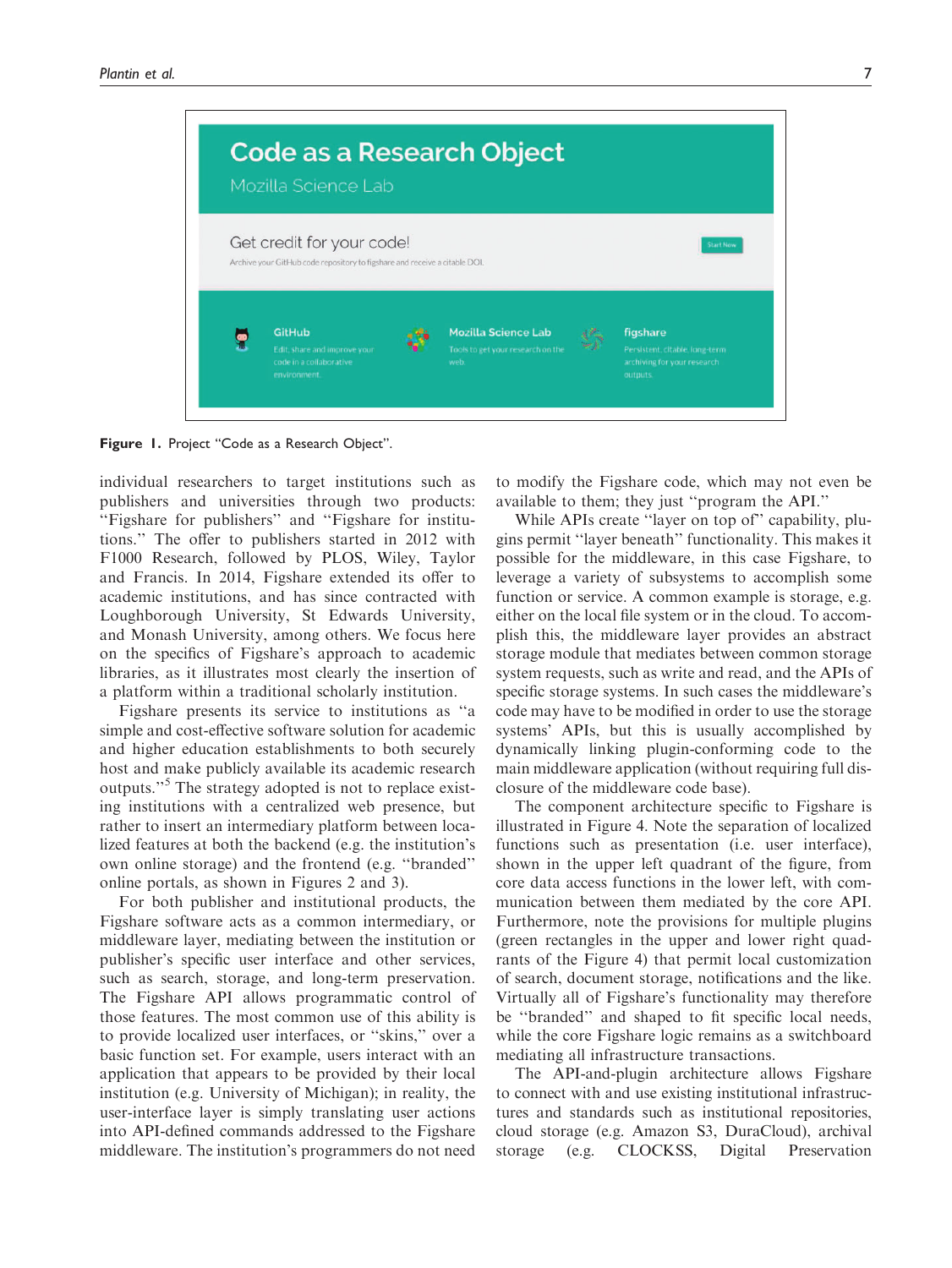Code as a Research Object

Mozilla Science Lab

Get credit for your code!

Archive your GitHub code repository to figshare and receive a citable DOI.

Start Now

GitHub

Edit, share and improve your code in a collaborative environment.

Mozilla Science Lab

Tools to get your research on the web.

figshare

Persistent, citable, long-term archiving for your research outputs.

**Figure 1.** Project "Code as a Research Object".

individual researchers to target institutions such as publishers and universities through two products: "Figshare for publishers" and "Figshare for institutions." The offer to publishers started in 2012 with F1000 Research, followed by PLOS, Wiley, Taylor and Francis. In 2014, Figshare extended its offer to academic institutions, and has since contracted with Loughborough University, St Edwards University, and Monash University, among others. We focus here on the specifics of Figshare's approach to academic libraries, as it illustrates most clearly the insertion of a platform within a traditional scholarly institution.

Figshare presents its service to institutions as "a simple and cost-effective software solution for academic and higher education establishments to both securely host and make publicly available its academic research outputs."[5] The strategy adopted is not to replace existing institutions with a centralized web presence, but rather to insert an intermediary platform between localized features at both the backend (e.g. the institution's own online storage) and the frontend (e.g. "branded" online portals, as shown in Figures 2 and 3).

For both publisher and institutional products, the Figshare software acts as a common intermediary, or middleware layer, mediating between the institution or publisher's specific user interface and other services, such as search, storage, and long-term preservation. The Figshare API allows programmatic control of those features. The most common use of this ability is to provide localized user interfaces, or "skins," over a basic function set. For example, users interact with an application that appears to be provided by their local institution (e.g. University of Michigan); in reality, the user-interface layer is simply translating user actions into API-defined commands addressed to the Figshare middleware. The institution's programmers do not need to modify the Figshare code, which may not even be available to them; they just "program the API."

While APIs create "layer on top of" capability, plugins permit "layer beneath" functionality. This makes it possible for the middleware, in this case Figshare, to leverage a variety of subsystems to accomplish some function or service. A common example is storage, e.g. either on the local file system or in the cloud. To accomplish this, the middleware layer provides an abstract storage module that mediates between common storage system requests, such as write and read, and the APIs of specific storage systems. In such cases the middleware's code may have to be modified in order to use the storage systems' APIs, but this is usually accomplished by dynamically linking plugin-conforming code to the main middleware application (without requiring full disclosure of the middleware code base).

The component architecture specific to Figshare is illustrated in Figure 4. Note the separation of localized functions such as presentation (i.e. user interface), shown in the upper left quadrant of the figure, from core data access functions in the lower left, with communication between them mediated by the core API. Furthermore, note the provisions for multiple plugins (green rectangles in the upper and lower right quadrants of the Figure 4) that permit local customization of search, document storage, notifications and the like. Virtually all of Figshare's functionality may therefore be "branded" and shaped to fit specific local needs, while the core Figshare logic remains as a switchboard mediating all infrastructure transactions.

The API-and-plugin architecture allows Figshare to connect with and use existing institutional infrastructures and standards such as institutional repositories, cloud storage (e.g. Amazon S3, DuraCloud), archival storage (e.g. CLOCKSS, Digital Preservation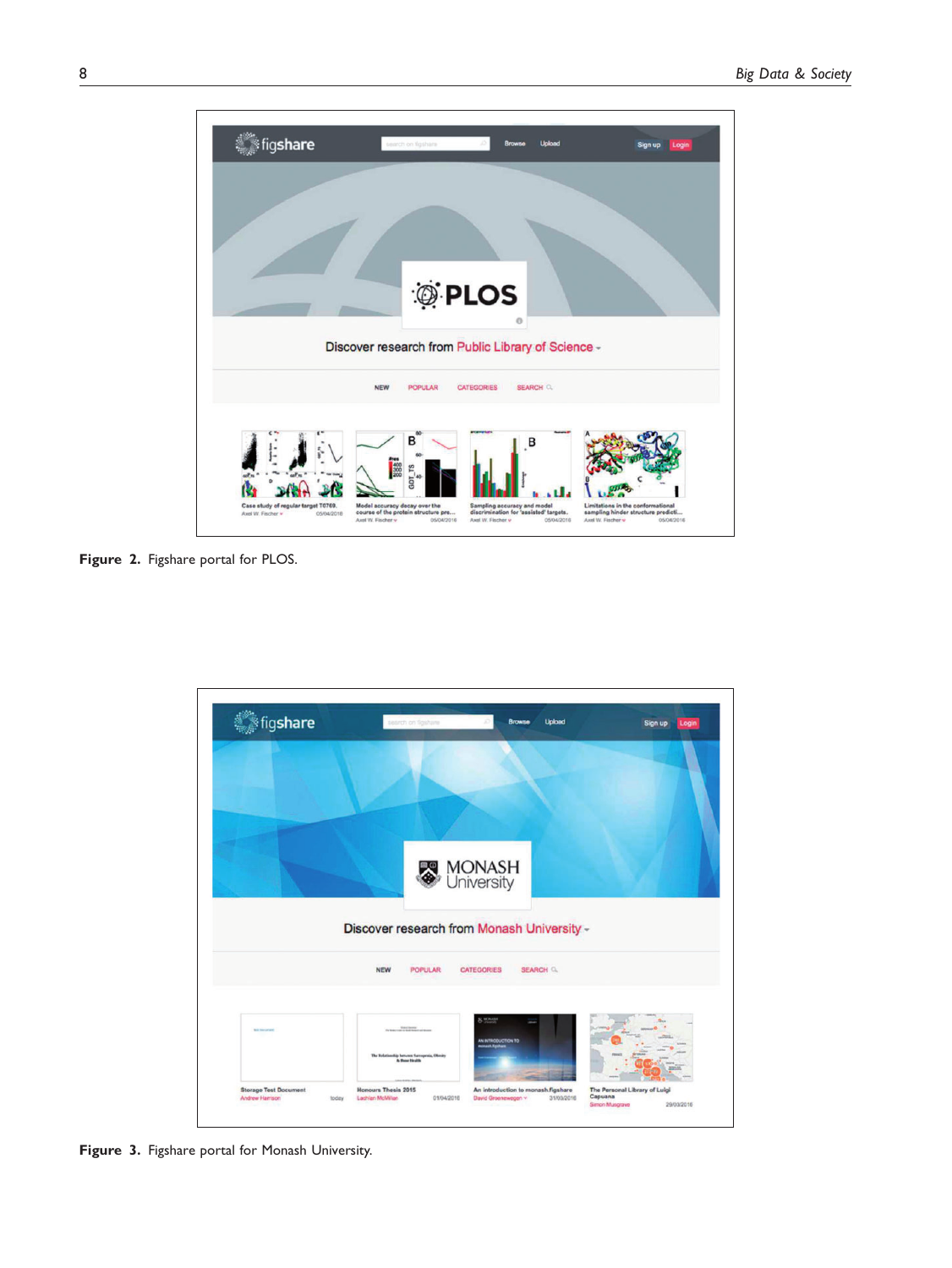Figure 2. Figshare portal for PLOS.

Figure 3. Figshare portal for Monash University.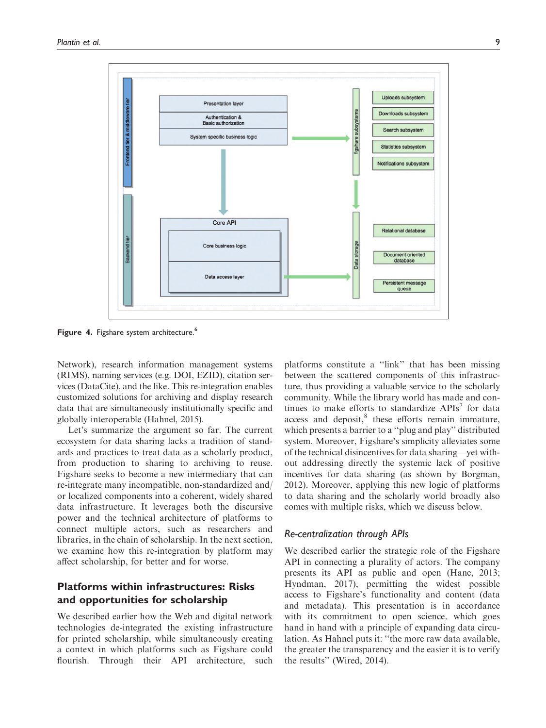Presentation layer

Authentication & Basic authorization

System specific business logic

Frontend tier & middleware tier

figshare subsystems

Uploads subsystem

Downloads subsystem

Search subsystem

Statistics subsystem

Notifications subsystem

Backend tier

Core API

Core business logic

Data access layer

Data storage

Relational database

Document oriented database

Persistent message queue

**Figure 4.** Figshare system architecture.[6]

Network), research information management systems (RIMS), naming services (e.g. DOI, EZID), citation services (DataCite), and the like. This re-integration enables customized solutions for archiving and display research data that are simultaneously institutionally specific and globally interoperable (Hahnel, 2015).

Let's summarize the argument so far. The current ecosystem for data sharing lacks a tradition of standards and practices to treat data as a scholarly product, from production to sharing to archiving to reuse. Figshare seeks to become a new intermediary that can re-integrate many incompatible, non-standardized and/or localized components into a coherent, widely shared data infrastructure. It leverages both the discursive power and the technical architecture of platforms to connect multiple actors, such as researchers and libraries, in the chain of scholarship. In the next section, we examine how this re-integration by platform may affect scholarship, for better and for worse.

## Platforms within infrastructures: Risks and opportunities for scholarship

We described earlier how the Web and digital network technologies de-integrated the existing infrastructure for printed scholarship, while simultaneously creating a context in which platforms such as Figshare could flourish. Through their API architecture, such platforms constitute a "link" that has been missing between the scattered components of this infrastructure, thus providing a valuable service to the scholarly community. While the library world has made and continues to make efforts to standardize APIs[7] for data access and deposit,[8] these efforts remain immature, which presents a barrier to a "plug and play" distributed system. Moreover, Figshare's simplicity alleviates some of the technical disincentives for data sharing—yet without addressing directly the systemic lack of positive incentives for data sharing (as shown by Borgman, 2012). Moreover, applying this new logic of platforms to data sharing and the scholarly world broadly also comes with multiple risks, which we discuss below.

### *Re-centralization through APIs*

We described earlier the strategic role of the Figshare API in connecting a plurality of actors. The company presents its API as public and open (Hane, 2013; Hyndman, 2017), permitting the widest possible access to Figshare's functionality and content (data and metadata). This presentation is in accordance with its commitment to open science, which goes hand in hand with a principle of expanding data circulation. As Hahnel puts it: "the more raw data available, the greater the transparency and the easier it is to verify the results" (Wired, 2014).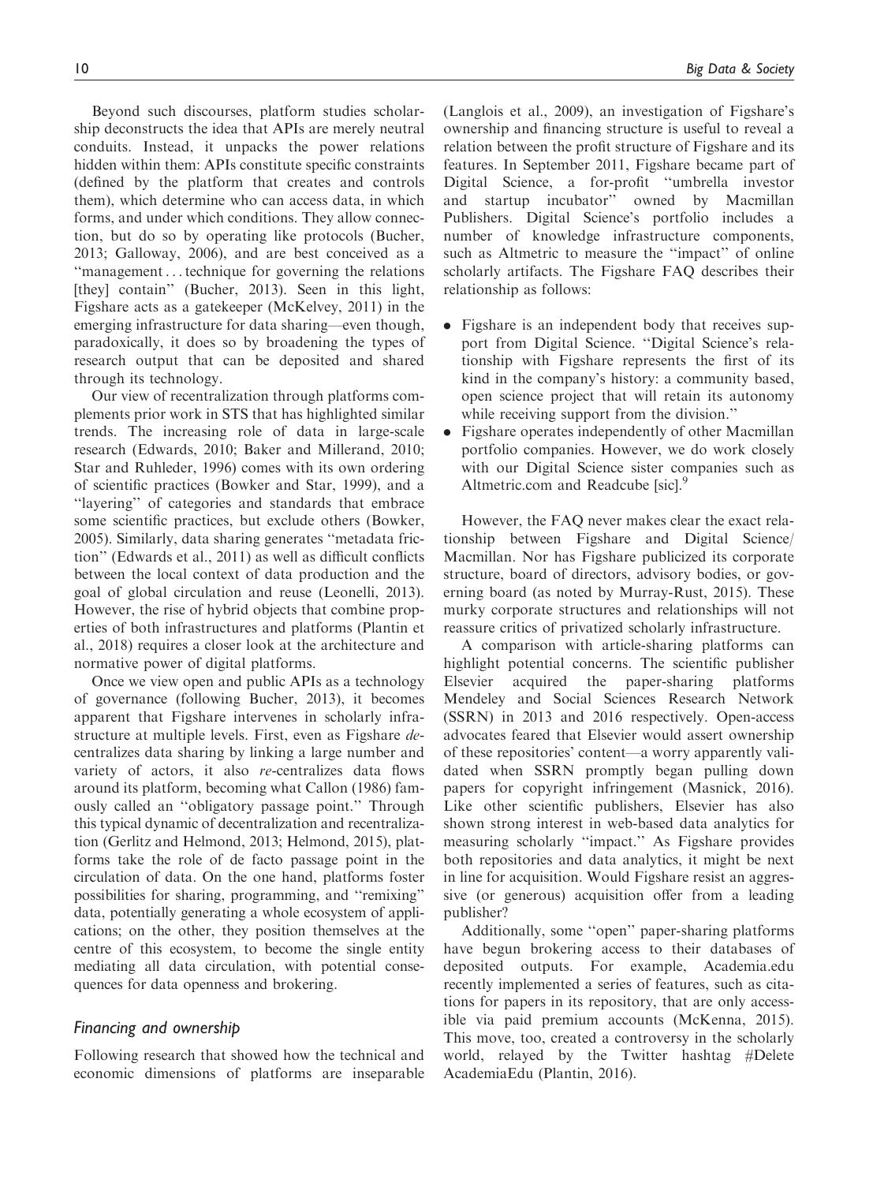Beyond such discourses, platform studies scholarship deconstructs the idea that APIs are merely neutral conduits. Instead, it unpacks the power relations hidden within them: APIs constitute specific constraints (defined by the platform that creates and controls them), which determine who can access data, in which forms, and under which conditions. They allow connection, but do so by operating like protocols (Bucher, 2013; Galloway, 2006), and are best conceived as a ''management . . . technique for governing the relations [they] contain'' (Bucher, 2013). Seen in this light, Figshare acts as a gatekeeper (McKelvey, 2011) in the emerging infrastructure for data sharing—even though, paradoxically, it does so by broadening the types of research output that can be deposited and shared through its technology.

Our view of recentralization through platforms complements prior work in STS that has highlighted similar trends. The increasing role of data in large-scale research (Edwards, 2010; Baker and Millerand, 2010; Star and Ruhleder, 1996) comes with its own ordering of scientific practices (Bowker and Star, 1999), and a ''layering'' of categories and standards that embrace some scientific practices, but exclude others (Bowker, 2005). Similarly, data sharing generates ''metadata friction'' (Edwards et al., 2011) as well as difficult conflicts between the local context of data production and the goal of global circulation and reuse (Leonelli, 2013). However, the rise of hybrid objects that combine properties of both infrastructures and platforms (Plantin et al., 2018) requires a closer look at the architecture and normative power of digital platforms.

Once we view open and public APIs as a technology of governance (following Bucher, 2013), it becomes apparent that Figshare intervenes in scholarly infrastructure at multiple levels. First, even as Figshare *de*-centralizes data sharing by linking a large number and variety of actors, it also *re*-centralizes data flows around its platform, becoming what Callon (1986) famously called an ''obligatory passage point.'' Through this typical dynamic of decentralization and recentralization (Gerlitz and Helmond, 2013; Helmond, 2015), platforms take the role of de facto passage point in the circulation of data. On the one hand, platforms foster possibilities for sharing, programming, and ''remixing'' data, potentially generating a whole ecosystem of applications; on the other, they position themselves at the centre of this ecosystem, to become the single entity mediating all data circulation, with potential consequences for data openness and brokering.

### *Financing and ownership*

Following research that showed how the technical and economic dimensions of platforms are inseparable (Langlois et al., 2009), an investigation of Figshare's ownership and financing structure is useful to reveal a relation between the profit structure of Figshare and its features. In September 2011, Figshare became part of Digital Science, a for-profit ''umbrella investor and startup incubator'' owned by Macmillan Publishers. Digital Science's portfolio includes a number of knowledge infrastructure components, such as Altmetric to measure the ''impact'' of online scholarly artifacts. The Figshare FAQ describes their relationship as follows:

- Figshare is an independent body that receives support from Digital Science. ''Digital Science's relationship with Figshare represents the first of its kind in the company's history: a community based, open science project that will retain its autonomy while receiving support from the division.''
- Figshare operates independently of other Macmillan portfolio companies. However, we do work closely with our Digital Science sister companies such as Altmetric.com and Readcube [sic].[9]

However, the FAQ never makes clear the exact relationship between Figshare and Digital Science/Macmillan. Nor has Figshare publicized its corporate structure, board of directors, advisory bodies, or governing board (as noted by Murray-Rust, 2015). These murky corporate structures and relationships will not reassure critics of privatized scholarly infrastructure.

A comparison with article-sharing platforms can highlight potential concerns. The scientific publisher Elsevier acquired the paper-sharing platforms Mendeley and Social Sciences Research Network (SSRN) in 2013 and 2016 respectively. Open-access advocates feared that Elsevier would assert ownership of these repositories' content—a worry apparently validated when SSRN promptly began pulling down papers for copyright infringement (Masnick, 2016). Like other scientific publishers, Elsevier has also shown strong interest in web-based data analytics for measuring scholarly ''impact.'' As Figshare provides both repositories and data analytics, it might be next in line for acquisition. Would Figshare resist an aggressive (or generous) acquisition offer from a leading publisher?

Additionally, some ''open'' paper-sharing platforms have begun brokering access to their databases of deposited outputs. For example, Academia.edu recently implemented a series of features, such as citations for papers in its repository, that are only accessible via paid premium accounts (McKenna, 2015). This move, too, created a controversy in the scholarly world, relayed by the Twitter hashtag #DeleteAcademiaEdu (Plantin, 2016).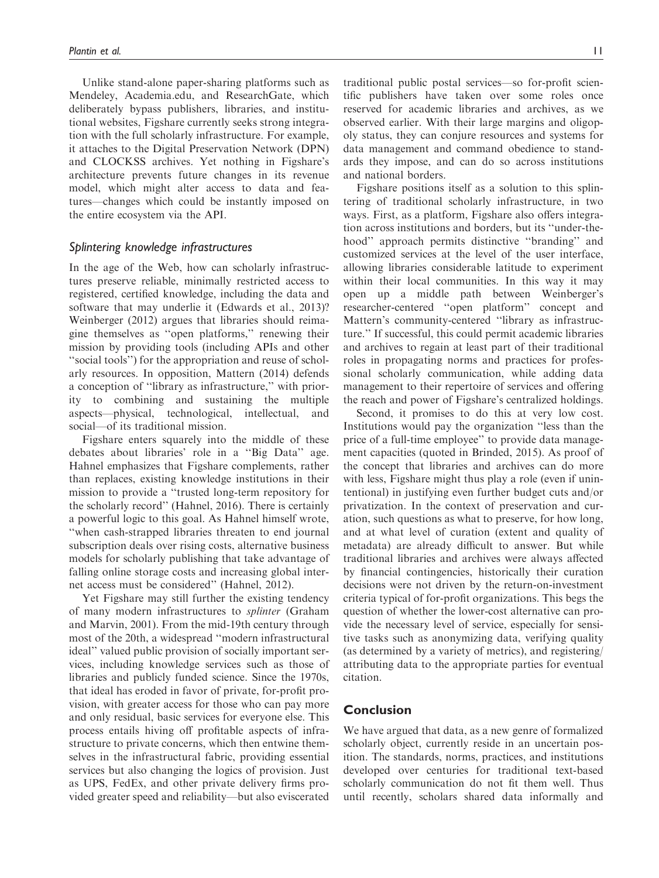Unlike stand-alone paper-sharing platforms such as Mendeley, Academia.edu, and ResearchGate, which deliberately bypass publishers, libraries, and institutional websites, Figshare currently seeks strong integration with the full scholarly infrastructure. For example, it attaches to the Digital Preservation Network (DPN) and CLOCKSS archives. Yet nothing in Figshare's architecture prevents future changes in its revenue model, which might alter access to data and features—changes which could be instantly imposed on the entire ecosystem via the API.

### Splintering knowledge infrastructures

In the age of the Web, how can scholarly infrastructures preserve reliable, minimally restricted access to registered, certified knowledge, including the data and software that may underlie it (Edwards et al., 2013)? Weinberger (2012) argues that libraries should reimagine themselves as ''open platforms,'' renewing their mission by providing tools (including APIs and other ''social tools'') for the appropriation and reuse of scholarly resources. In opposition, Mattern (2014) defends a conception of ''library as infrastructure,'' with priority to combining and sustaining the multiple aspects—physical, technological, intellectual, and social—of its traditional mission.

Figshare enters squarely into the middle of these debates about libraries' role in a ''Big Data'' age. Hahnel emphasizes that Figshare complements, rather than replaces, existing knowledge institutions in their mission to provide a ''trusted long-term repository for the scholarly record'' (Hahnel, 2016). There is certainly a powerful logic to this goal. As Hahnel himself wrote, ''when cash-strapped libraries threaten to end journal subscription deals over rising costs, alternative business models for scholarly publishing that take advantage of falling online storage costs and increasing global internet access must be considered'' (Hahnel, 2012).

Yet Figshare may still further the existing tendency of many modern infrastructures to *splinter* (Graham and Marvin, 2001). From the mid-19th century through most of the 20th, a widespread ''modern infrastructural ideal'' valued public provision of socially important services, including knowledge services such as those of libraries and publicly funded science. Since the 1970s, that ideal has eroded in favor of private, for-profit provision, with greater access for those who can pay more and only residual, basic services for everyone else. This process entails hiving off profitable aspects of infrastructure to private concerns, which then entwine themselves in the infrastructural fabric, providing essential services but also changing the logics of provision. Just as UPS, FedEx, and other private delivery firms provided greater speed and reliability—but also eviscerated traditional public postal services—so for-profit scientific publishers have taken over some roles once reserved for academic libraries and archives, as we observed earlier. With their large margins and oligopoly status, they can conjure resources and systems for data management and command obedience to standards they impose, and can do so across institutions and national borders.

Figshare positions itself as a solution to this splintering of traditional scholarly infrastructure, in two ways. First, as a platform, Figshare also offers integration across institutions and borders, but its ''under-the-hood'' approach permits distinctive ''branding'' and customized services at the level of the user interface, allowing libraries considerable latitude to experiment within their local communities. In this way it may open up a middle path between Weinberger's researcher-centered ''open platform'' concept and Mattern's community-centered ''library as infrastructure.'' If successful, this could permit academic libraries and archives to regain at least part of their traditional roles in propagating norms and practices for professional scholarly communication, while adding data management to their repertoire of services and offering the reach and power of Figshare's centralized holdings.

Second, it promises to do this at very low cost. Institutions would pay the organization ''less than the price of a full-time employee'' to provide data management capacities (quoted in Brinded, 2015). As proof of the concept that libraries and archives can do more with less, Figshare might thus play a role (even if unintentional) in justifying even further budget cuts and/or privatization. In the context of preservation and curation, such questions as what to preserve, for how long, and at what level of curation (extent and quality of metadata) are already difficult to answer. But while traditional libraries and archives were always affected by financial contingencies, historically their curation decisions were not driven by the return-on-investment criteria typical of for-profit organizations. This begs the question of whether the lower-cost alternative can provide the necessary level of service, especially for sensitive tasks such as anonymizing data, verifying quality (as determined by a variety of metrics), and registering/attributing data to the appropriate parties for eventual citation.

## Conclusion

We have argued that data, as a new genre of formalized scholarly object, currently reside in an uncertain position. The standards, norms, practices, and institutions developed over centuries for traditional text-based scholarly communication do not fit them well. Thus until recently, scholars shared data informally and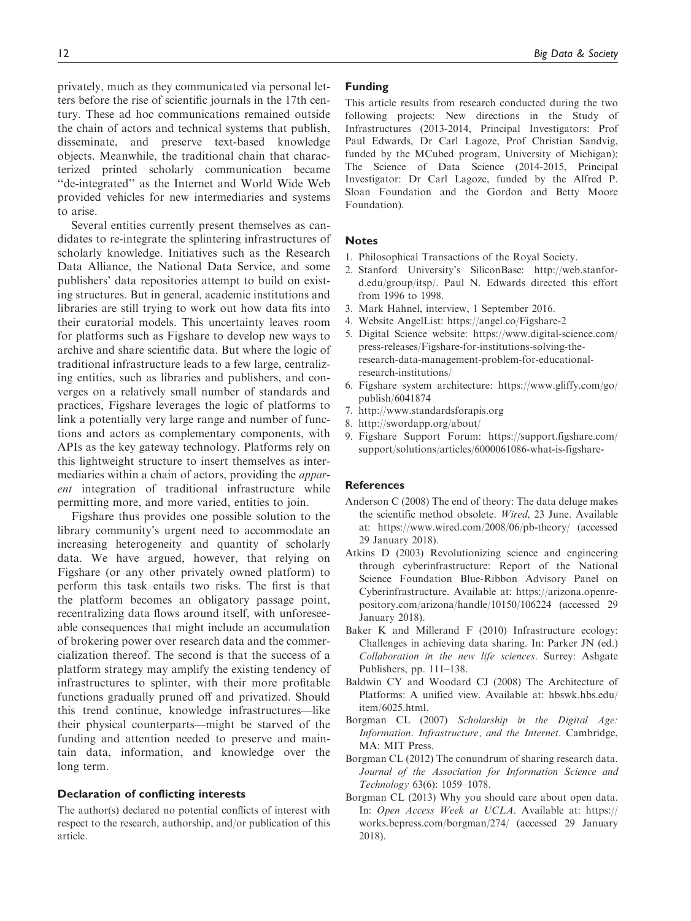privately, much as they communicated via personal letters before the rise of scientific journals in the 17th century. These ad hoc communications remained outside the chain of actors and technical systems that publish, disseminate, and preserve text-based knowledge objects. Meanwhile, the traditional chain that characterized printed scholarly communication became "de-integrated" as the Internet and World Wide Web provided vehicles for new intermediaries and systems to arise.

Several entities currently present themselves as candidates to re-integrate the splintering infrastructures of scholarly knowledge. Initiatives such as the Research Data Alliance, the National Data Service, and some publishers' data repositories attempt to build on existing structures. But in general, academic institutions and libraries are still trying to work out how data fits into their curatorial models. This uncertainty leaves room for platforms such as Figshare to develop new ways to archive and share scientific data. But where the logic of traditional infrastructure leads to a few large, centralizing entities, such as libraries and publishers, and converges on a relatively small number of standards and practices, Figshare leverages the logic of platforms to link a potentially very large range and number of functions and actors as complementary components, with APIs as the key gateway technology. Platforms rely on this lightweight structure to insert themselves as intermediaries within a chain of actors, providing the *apparent* integration of traditional infrastructure while permitting more, and more varied, entities to join.

Figshare thus provides one possible solution to the library community's urgent need to accommodate an increasing heterogeneity and quantity of scholarly data. We have argued, however, that relying on Figshare (or any other privately owned platform) to perform this task entails two risks. The first is that the platform becomes an obligatory passage point, recentralizing data flows around itself, with unforeseeable consequences that might include an accumulation of brokering power over research data and the commercialization thereof. The second is that the success of a platform strategy may amplify the existing tendency of infrastructures to splinter, with their more profitable functions gradually pruned off and privatized. Should this trend continue, knowledge infrastructures—like their physical counterparts—might be starved of the funding and attention needed to preserve and maintain data, information, and knowledge over the long term.

## Declaration of conflicting interests

The author(s) declared no potential conflicts of interest with respect to the research, authorship, and/or publication of this article.

## Funding

This article results from research conducted during the two following projects: New directions in the Study of Infrastructures (2013-2014, Principal Investigators: Prof Paul Edwards, Dr Carl Lagoze, Prof Christian Sandvig, funded by the MCubed program, University of Michigan); The Science of Data Science (2014-2015, Principal Investigator: Dr Carl Lagoze, funded by the Alfred P. Sloan Foundation and the Gordon and Betty Moore Foundation).

## Notes

1. Philosophical Transactions of the Royal Society.
2. Stanford University's SiliconBase: http://web.stanford.edu/group/itsp/. Paul N. Edwards directed this effort from 1996 to 1998.
3. Mark Hahnel, interview, 1 September 2016.
4. Website AngelList: https://angel.co/Figshare-2
5. Digital Science website: https://www.digital-science.com/press-releases/Figshare-for-institutions-solving-the-research-data-management-problem-for-educational-research-institutions/
6. Figshare system architecture: https://www.gliffy.com/go/publish/6041874
7. http://www.standardsforapis.org
8. http://swordapp.org/about/
9. Figshare Support Forum: https://support.figshare.com/support/solutions/articles/6000061086-what-is-figshare-

## References

Anderson C (2008) The end of theory: The data deluge makes the scientific method obsolete. *Wired*, 23 June. Available at: https://www.wired.com/2008/06/pb-theory/ (accessed 29 January 2018).

Atkins D (2003) Revolutionizing science and engineering through cyberinfrastructure: Report of the National Science Foundation Blue-Ribbon Advisory Panel on Cyberinfrastructure. Available at: https://arizona.openrepository.com/arizona/handle/10150/106224 (accessed 29 January 2018).

Baker K and Millerand F (2010) Infrastructure ecology: Challenges in achieving data sharing. In: Parker JN (ed.) *Collaboration in the new life sciences*. Surrey: Ashgate Publishers, pp. 111–138.

Baldwin CY and Woodard CJ (2008) The Architecture of Platforms: A unified view. Available at: hbswk.hbs.edu/item/6025.html.

Borgman CL (2007) *Scholarship in the Digital Age: Information. Infrastructure, and the Internet*. Cambridge, MA: MIT Press.

Borgman CL (2012) The conundrum of sharing research data. *Journal of the Association for Information Science and Technology* 63(6): 1059–1078.

Borgman CL (2013) Why you should care about open data. In: *Open Access Week at UCLA*. Available at: https://works.bepress.com/borgman/274/ (accessed 29 January 2018).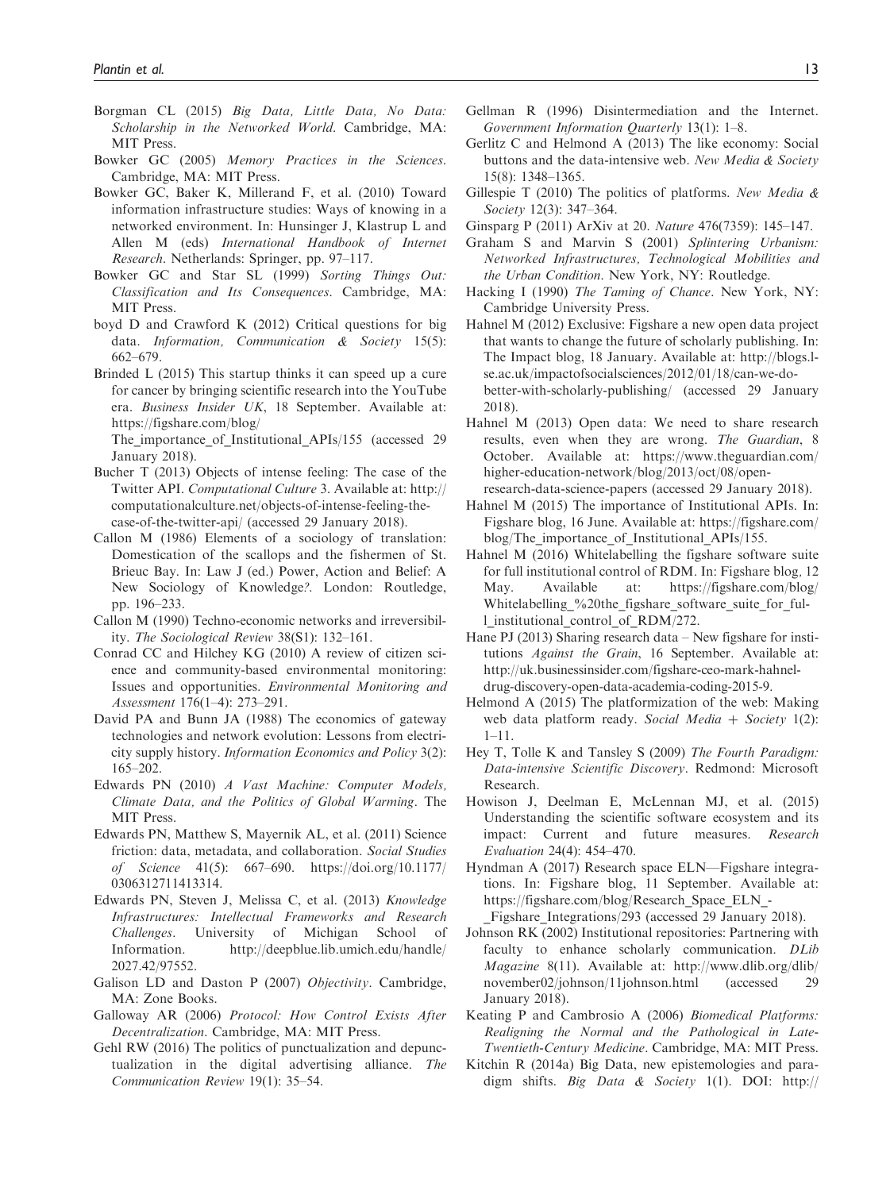Borgman CL (2015) *Big Data, Little Data, No Data: Scholarship in the Networked World*. Cambridge, MA: MIT Press.

Bowker GC (2005) *Memory Practices in the Sciences*. Cambridge, MA: MIT Press.

Bowker GC, Baker K, Millerand F, et al. (2010) Toward information infrastructure studies: Ways of knowing in a networked environment. In: Hunsinger J, Klastrup L and Allen M (eds) *International Handbook of Internet Research*. Netherlands: Springer, pp. 97–117.

Bowker GC and Star SL (1999) *Sorting Things Out: Classification and Its Consequences*. Cambridge, MA: MIT Press.

boyd D and Crawford K (2012) Critical questions for big data. *Information, Communication & Society* 15(5): 662–679.

Brinded L (2015) This startup thinks it can speed up a cure for cancer by bringing scientific research into the YouTube era. *Business Insider UK*, 18 September. Available at: https://figshare.com/blog/The_importance_of_Institutional_APIs/155 (accessed 29 January 2018).

Bucher T (2013) Objects of intense feeling: The case of the Twitter API. *Computational Culture* 3. Available at: http://computationalculture.net/objects-of-intense-feeling-the-case-of-the-twitter-api/ (accessed 29 January 2018).

Callon M (1986) Elements of a sociology of translation: Domestication of the scallops and the fishermen of St. Brieuc Bay. In: Law J (ed.) Power, Action and Belief: A New Sociology of Knowledge?. London: Routledge, pp. 196–233.

Callon M (1990) Techno-economic networks and irreversibility. *The Sociological Review* 38(S1): 132–161.

Conrad CC and Hilchey KG (2010) A review of citizen science and community-based environmental monitoring: Issues and opportunities. *Environmental Monitoring and Assessment* 176(1–4): 273–291.

David PA and Bunn JA (1988) The economics of gateway technologies and network evolution: Lessons from electricity supply history. *Information Economics and Policy* 3(2): 165–202.

Edwards PN (2010) *A Vast Machine: Computer Models, Climate Data, and the Politics of Global Warming*. The MIT Press.

Edwards PN, Matthew S, Mayernik AL, et al. (2011) Science friction: data, metadata, and collaboration. *Social Studies of Science* 41(5): 667–690. https://doi.org/10.1177/0306312711413314.

Edwards PN, Steven J, Melissa C, et al. (2013) *Knowledge Infrastructures: Intellectual Frameworks and Research Challenges*. University of Michigan School of Information. http://deepblue.lib.umich.edu/handle/2027.42/97552.

Galison LD and Daston P (2007) *Objectivity*. Cambridge, MA: Zone Books.

Galloway AR (2006) *Protocol: How Control Exists After Decentralization*. Cambridge, MA: MIT Press.

Gehl RW (2016) The politics of punctualization and depunctualization in the digital advertising alliance. *The Communication Review* 19(1): 35–54.

Gellman R (1996) Disintermediation and the Internet. *Government Information Quarterly* 13(1): 1–8.

Gerlitz C and Helmond A (2013) The like economy: Social buttons and the data-intensive web. *New Media & Society* 15(8): 1348–1365.

Gillespie T (2010) The politics of platforms. *New Media & Society* 12(3): 347–364.

Ginsparg P (2011) ArXiv at 20. *Nature* 476(7359): 145–147.

Graham S and Marvin S (2001) *Splintering Urbanism: Networked Infrastructures, Technological Mobilities and the Urban Condition*. New York, NY: Routledge.

Hacking I (1990) *The Taming of Chance*. New York, NY: Cambridge University Press.

Hahnel M (2012) Exclusive: Figshare a new open data project that wants to change the future of scholarly publishing. In: The Impact blog, 18 January. Available at: http://blogs.lse.ac.uk/impactofsocialsciences/2012/01/18/can-we-do-better-with-scholarly-publishing/ (accessed 29 January 2018).

Hahnel M (2013) Open data: We need to share research results, even when they are wrong. *The Guardian*, 8 October. Available at: https://www.theguardian.com/higher-education-network/blog/2013/oct/08/open-research-data-science-papers (accessed 29 January 2018).

Hahnel M (2015) The importance of Institutional APIs. In: Figshare blog, 16 June. Available at: https://figshare.com/blog/The_importance_of_Institutional_APIs/155.

Hahnel M (2016) Whitelabelling the figshare software suite for full institutional control of RDM. In: Figshare blog, 12 May. Available at: https://figshare.com/blog/Whitelabelling_%20the_figshare_software_suite_for_full_institutional_control_of_RDM/272.

Hane PJ (2013) Sharing research data – New figshare for institutions *Against the Grain*, 16 September. Available at: http://uk.businessinsider.com/figshare-ceo-mark-hahnel-drug-discovery-open-data-academia-coding-2015-9.

Helmond A (2015) The platformization of the web: Making web data platform ready. *Social Media + Society* 1(2): 1–11.

Hey T, Tolle K and Tansley S (2009) *The Fourth Paradigm: Data-intensive Scientific Discovery*. Redmond: Microsoft Research.

Howison J, Deelman E, McLennan MJ, et al. (2015) Understanding the scientific software ecosystem and its impact: Current and future measures. *Research Evaluation* 24(4): 454–470.

Hyndman A (2017) Research space ELN—Figshare integrations. In: Figshare blog, 11 September. Available at: https://figshare.com/blog/Research_Space_ELN_-_Figshare_Integrations/293 (accessed 29 January 2018).

Johnson RK (2002) Institutional repositories: Partnering with faculty to enhance scholarly communication. *DLib Magazine* 8(11). Available at: http://www.dlib.org/dlib/november02/johnson/11johnson.html (accessed 29 January 2018).

Keating P and Cambrosio A (2006) *Biomedical Platforms: Realigning the Normal and the Pathological in Late-Twentieth-Century Medicine*. Cambridge, MA: MIT Press.

Kitchin R (2014a) Big Data, new epistemologies and paradigm shifts. *Big Data & Society* 1(1). DOI: http://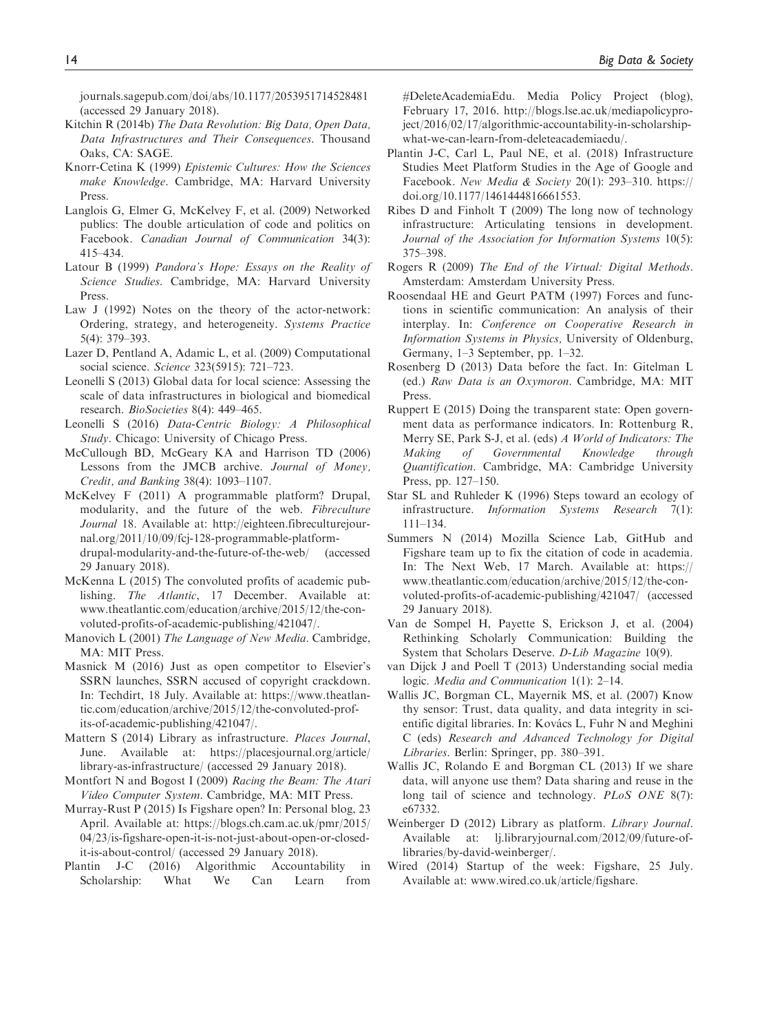journals.sagepub.com/doi/abs/10.1177/2053951714528481 (accessed 29 January 2018).

Kitchin R (2014b) *The Data Revolution: Big Data, Open Data, Data Infrastructures and Their Consequences*. Thousand Oaks, CA: SAGE.

Knorr-Cetina K (1999) *Epistemic Cultures: How the Sciences make Knowledge*. Cambridge, MA: Harvard University Press.

Langlois G, Elmer G, McKelvey F, et al. (2009) Networked publics: The double articulation of code and politics on Facebook. *Canadian Journal of Communication* 34(3): 415–434.

Latour B (1999) *Pandora's Hope: Essays on the Reality of Science Studies*. Cambridge, MA: Harvard University Press.

Law J (1992) Notes on the theory of the actor-network: Ordering, strategy, and heterogeneity. *Systems Practice* 5(4): 379–393.

Lazer D, Pentland A, Adamic L, et al. (2009) Computational social science. *Science* 323(5915): 721–723.

Leonelli S (2013) Global data for local science: Assessing the scale of data infrastructures in biological and biomedical research. *BioSocieties* 8(4): 449–465.

Leonelli S (2016) *Data-Centric Biology: A Philosophical Study*. Chicago: University of Chicago Press.

McCullough BD, McGeary KA and Harrison TD (2006) Lessons from the JMCB archive. *Journal of Money, Credit, and Banking* 38(4): 1093–1107.

McKelvey F (2011) A programmable platform? Drupal, modularity, and the future of the web. *Fibreculture Journal* 18. Available at: http://eighteen.fibreculturejournal.org/2011/10/09/fcj-128-programmable-platform-drupal-modularity-and-the-future-of-the-web/ (accessed 29 January 2018).

McKenna L (2015) The convoluted profits of academic publishing. *The Atlantic*, 17 December. Available at: www.theatlantic.com/education/archive/2015/12/the-convoluted-profits-of-academic-publishing/421047/.

Manovich L (2001) *The Language of New Media*. Cambridge, MA: MIT Press.

Masnick M (2016) Just as open competitor to Elsevier's SSRN launches, SSRN accused of copyright crackdown. In: Techdirt, 18 July. Available at: https://www.theatlantic.com/education/archive/2015/12/the-convoluted-profits-of-academic-publishing/421047/.

Mattern S (2014) Library as infrastructure. *Places Journal*, June. Available at: https://placesjournal.org/article/library-as-infrastructure/ (accessed 29 January 2018).

Montfort N and Bogost I (2009) *Racing the Beam: The Atari Video Computer System*. Cambridge, MA: MIT Press.

Murray-Rust P (2015) Is Figshare open? In: Personal blog, 23 April. Available at: https://blogs.ch.cam.ac.uk/pmr/2015/04/23/is-figshare-open-it-is-not-just-about-open-or-closed-it-is-about-control/ (accessed 29 January 2018).

Plantin J-C (2016) Algorithmic Accountability in Scholarship: What We Can Learn from #DeleteAcademiaEdu. Media Policy Project (blog), February 17, 2016. http://blogs.lse.ac.uk/mediapolicyproject/2016/02/17/algorithmic-accountability-in-scholarship-what-we-can-learn-from-deleteacademiaedu/.

Plantin J-C, Carl L, Paul NE, et al. (2018) Infrastructure Studies Meet Platform Studies in the Age of Google and Facebook. *New Media & Society* 20(1): 293–310. https://doi.org/10.1177/1461444816661553.

Ribes D and Finholt T (2009) The long now of technology infrastructure: Articulating tensions in development. *Journal of the Association for Information Systems* 10(5): 375–398.

Rogers R (2009) *The End of the Virtual: Digital Methods*. Amsterdam: Amsterdam University Press.

Roosendaal HE and Geurt PATM (1997) Forces and functions in scientific communication: An analysis of their interplay. In: *Conference on Cooperative Research in Information Systems in Physics,* University of Oldenburg, Germany, 1–3 September, pp. 1–32.

Rosenberg D (2013) Data before the fact. In: Gitelman L (ed.) *Raw Data is an Oxymoron*. Cambridge, MA: MIT Press.

Ruppert E (2015) Doing the transparent state: Open government data as performance indicators. In: Rottenburg R, Merry SE, Park S-J, et al. (eds) *A World of Indicators: The Making of Governmental Knowledge through Quantification*. Cambridge, MA: Cambridge University Press, pp. 127–150.

Star SL and Ruhleder K (1996) Steps toward an ecology of infrastructure. *Information Systems Research* 7(1): 111–134.

Summers N (2014) Mozilla Science Lab, GitHub and Figshare team up to fix the citation of code in academia. In: The Next Web, 17 March. Available at: https://www.theatlantic.com/education/archive/2015/12/the-convoluted-profits-of-academic-publishing/421047/ (accessed 29 January 2018).

Van de Sompel H, Payette S, Erickson J, et al. (2004) Rethinking Scholarly Communication: Building the System that Scholars Deserve. *D-Lib Magazine* 10(9).

van Dijck J and Poell T (2013) Understanding social media logic. *Media and Communication* 1(1): 2–14.

Wallis JC, Borgman CL, Mayernik MS, et al. (2007) Know thy sensor: Trust, data quality, and data integrity in scientific digital libraries. In: Kovács L, Fuhr N and Meghini C (eds) *Research and Advanced Technology for Digital Libraries*. Berlin: Springer, pp. 380–391.

Wallis JC, Rolando E and Borgman CL (2013) If we share data, will anyone use them? Data sharing and reuse in the long tail of science and technology. *PLoS ONE* 8(7): e67332.

Weinberger D (2012) Library as platform. *Library Journal*. Available at: lj.libraryjournal.com/2012/09/future-of-libraries/by-david-weinberger/.

Wired (2014) Startup of the week: Figshare, 25 July. Available at: www.wired.co.uk/article/figshare.